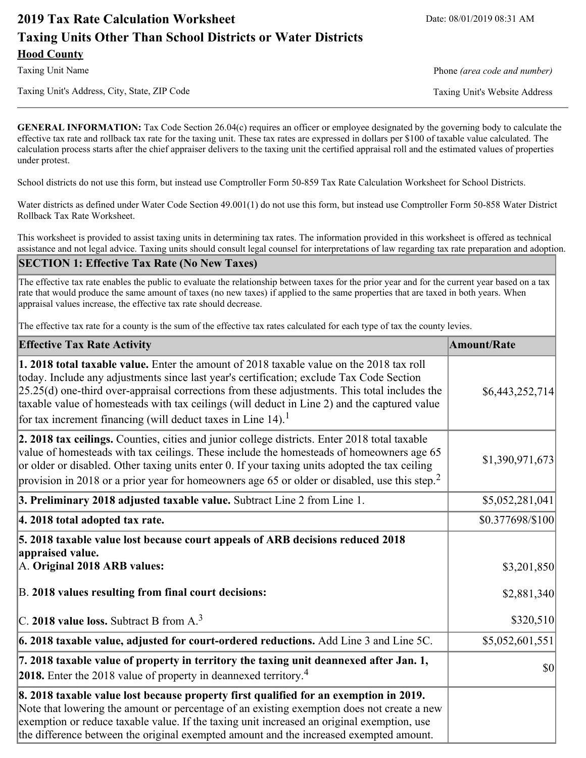# 2019 Tax Rate Calculation Worksheet

Date: 08/01/2019 08:31 AM

## Taxing Units Other Than School Districts or Water Districts

**Hood County**

Taxing Unit Name

Phone *(area code and number)*

Taxing Unit's Address, City, State, ZIP Code

Taxing Unit's Website Address

---

**GENERAL INFORMATION:** Tax Code Section 26.04(c) requires an officer or employee designated by the governing body to calculate the effective tax rate and rollback tax rate for the taxing unit. These tax rates are expressed in dollars per $100 of taxable value calculated. The calculation process starts after the chief appraiser delivers to the taxing unit the certified appraisal roll and the estimated values of properties under protest.

School districts do not use this form, but instead use Comptroller Form 50-859 Tax Rate Calculation Worksheet for School Districts.

Water districts as defined under Water Code Section 49.001(1) do not use this form, but instead use Comptroller Form 50-858 Water District Rollback Tax Rate Worksheet.

This worksheet is provided to assist taxing units in determining tax rates. The information provided in this worksheet is offered as technical assistance and not legal advice. Taxing units should consult legal counsel for interpretations of law regarding tax rate preparation and adoption.

### SECTION 1: Effective Tax Rate (No New Taxes)

The effective tax rate enables the public to evaluate the relationship between taxes for the prior year and for the current year based on a tax rate that would produce the same amount of taxes (no new taxes) if applied to the same properties that are taxed in both years. When appraisal values increase, the effective tax rate should decrease.

The effective tax rate for a county is the sum of the effective tax rates calculated for each type of tax the county levies.

| Effective Tax Rate Activity | Amount/Rate |
|---|---|
| **1. 2018 total taxable value.** Enter the amount of 2018 taxable value on the 2018 tax roll today. Include any adjustments since last year's certification; exclude Tax Code Section 25.25(d) one-third over-appraisal corrections from these adjustments. This total includes the taxable value of homesteads with tax ceilings (will deduct in Line 2) and the captured value for tax increment financing (will deduct taxes in Line 14).[1] | $6,443,252,714 |
| **2. 2018 tax ceilings.** Counties, cities and junior college districts. Enter 2018 total taxable value of homesteads with tax ceilings. These include the homesteads of homeowners age 65 or older or disabled. Other taxing units enter 0. If your taxing units adopted the tax ceiling provision in 2018 or a prior year for homeowners age 65 or older or disabled, use this step.[2] | $1,390,971,673 |
| **3. Preliminary 2018 adjusted taxable value.** Subtract Line 2 from Line 1. | $5,052,281,041 |
| **4. 2018 total adopted tax rate.** | $0.377698/$100 |
| **5. 2018 taxable value lost because court appeals of ARB decisions reduced 2018 appraised value.** | |
| A. **Original 2018 ARB values:** | $3,201,850 |
| B. **2018 values resulting from final court decisions:** | $2,881,340 |
| C. **2018 value loss.** Subtract B from A.[3] | $320,510 |
| **6. 2018 taxable value, adjusted for court-ordered reductions.** Add Line 3 and Line 5C. | $5,052,601,551 |
| **7. 2018 taxable value of property in territory the taxing unit deannexed after Jan. 1, 2018.** Enter the 2018 value of property in deannexed territory.[4] | $0 |
| **8. 2018 taxable value lost because property first qualified for an exemption in 2019.** Note that lowering the amount or percentage of an existing exemption does not create a new exemption or reduce taxable value. If the taxing unit increased an original exemption, use the difference between the original exempted amount and the increased exempted amount. | |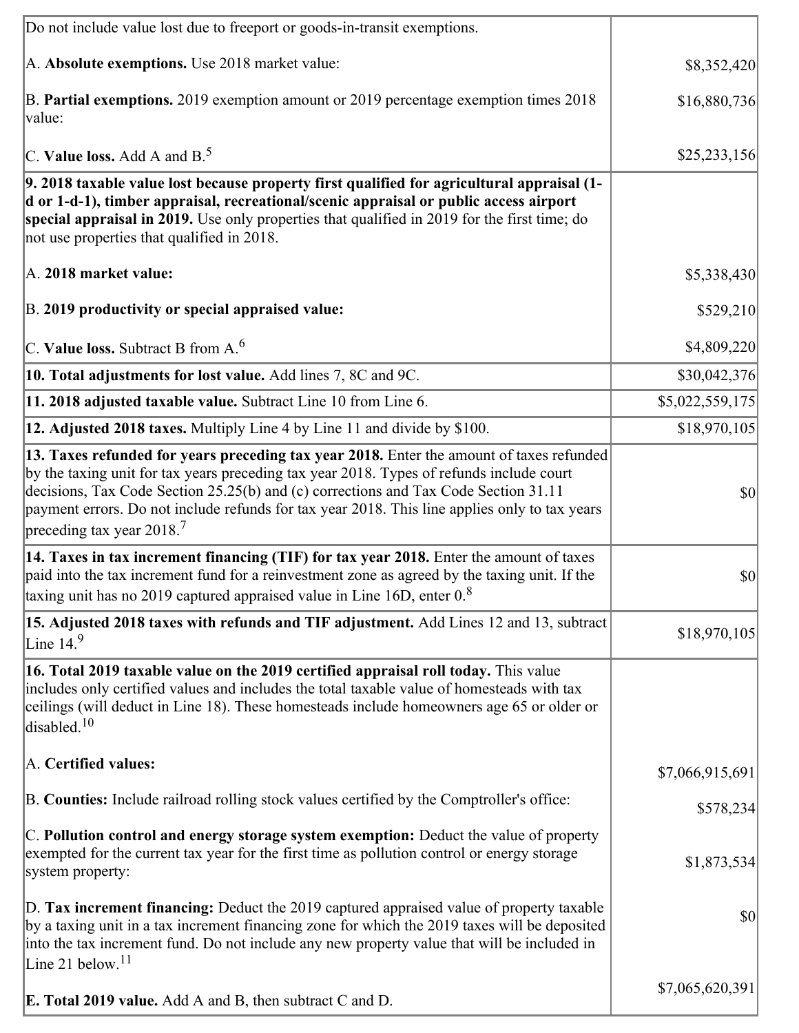| | |
|---|---|
| Do not include value lost due to freeport or goods-in-transit exemptions.<br><br>A. **Absolute exemptions.** Use 2018 market value:<br><br>B. **Partial exemptions.** 2019 exemption amount or 2019 percentage exemption times 2018 value:<br><br>C. **Value loss.** Add A and B.[5] | <br><br>$8,352,420<br><br>$16,880,736<br><br>$25,233,156 |
| **9. 2018 taxable value lost because property first qualified for agricultural appraisal (1-d or 1-d-1), timber appraisal, recreational/scenic appraisal or public access airport special appraisal in 2019.** Use only properties that qualified in 2019 for the first time; do not use properties that qualified in 2018.<br><br>A. **2018 market value:**<br><br>B. **2019 productivity or special appraised value:**<br><br>C. **Value loss.** Subtract B from A.[6] | <br><br><br><br>$5,338,430<br><br>$529,210<br><br>$4,809,220 |
| **10. Total adjustments for lost value.** Add lines 7, 8C and 9C. | $30,042,376 |
| **11. 2018 adjusted taxable value.** Subtract Line 10 from Line 6. | $5,022,559,175 |
| **12. Adjusted 2018 taxes.** Multiply Line 4 by Line 11 and divide by $100. | $18,970,105 |
| **13. Taxes refunded for years preceding tax year 2018.** Enter the amount of taxes refunded by the taxing unit for tax years preceding tax year 2018. Types of refunds include court decisions, Tax Code Section 25.25(b) and (c) corrections and Tax Code Section 31.11 payment errors. Do not include refunds for tax year 2018. This line applies only to tax years preceding tax year 2018.[7] | $0 |
| **14. Taxes in tax increment financing (TIF) for tax year 2018.** Enter the amount of taxes paid into the tax increment fund for a reinvestment zone as agreed by the taxing unit. If the taxing unit has no 2019 captured appraised value in Line 16D, enter 0.[8] | $0 |
| **15. Adjusted 2018 taxes with refunds and TIF adjustment.** Add Lines 12 and 13, subtract Line 14.[9] | $18,970,105 |
| **16. Total 2019 taxable value on the 2019 certified appraisal roll today.** This value includes only certified values and includes the total taxable value of homesteads with tax ceilings (will deduct in Line 18). These homesteads include homeowners age 65 or older or disabled.[10]<br><br>A. **Certified values:**<br><br>B. **Counties:** Include railroad rolling stock values certified by the Comptroller's office:<br><br>C. **Pollution control and energy storage system exemption:** Deduct the value of property exempted for the current tax year for the first time as pollution control or energy storage system property:<br><br>D. **Tax increment financing:** Deduct the 2019 captured appraised value of property taxable by a taxing unit in a tax increment financing zone for which the 2019 taxes will be deposited into the tax increment fund. Do not include any new property value that will be included in Line 21 below.[11]<br><br>E. **Total 2019 value.** Add A and B, then subtract C and D. | <br><br><br><br>$7,066,915,691<br><br>$578,234<br><br>$1,873,534<br><br>$0<br><br>$7,065,620,391 |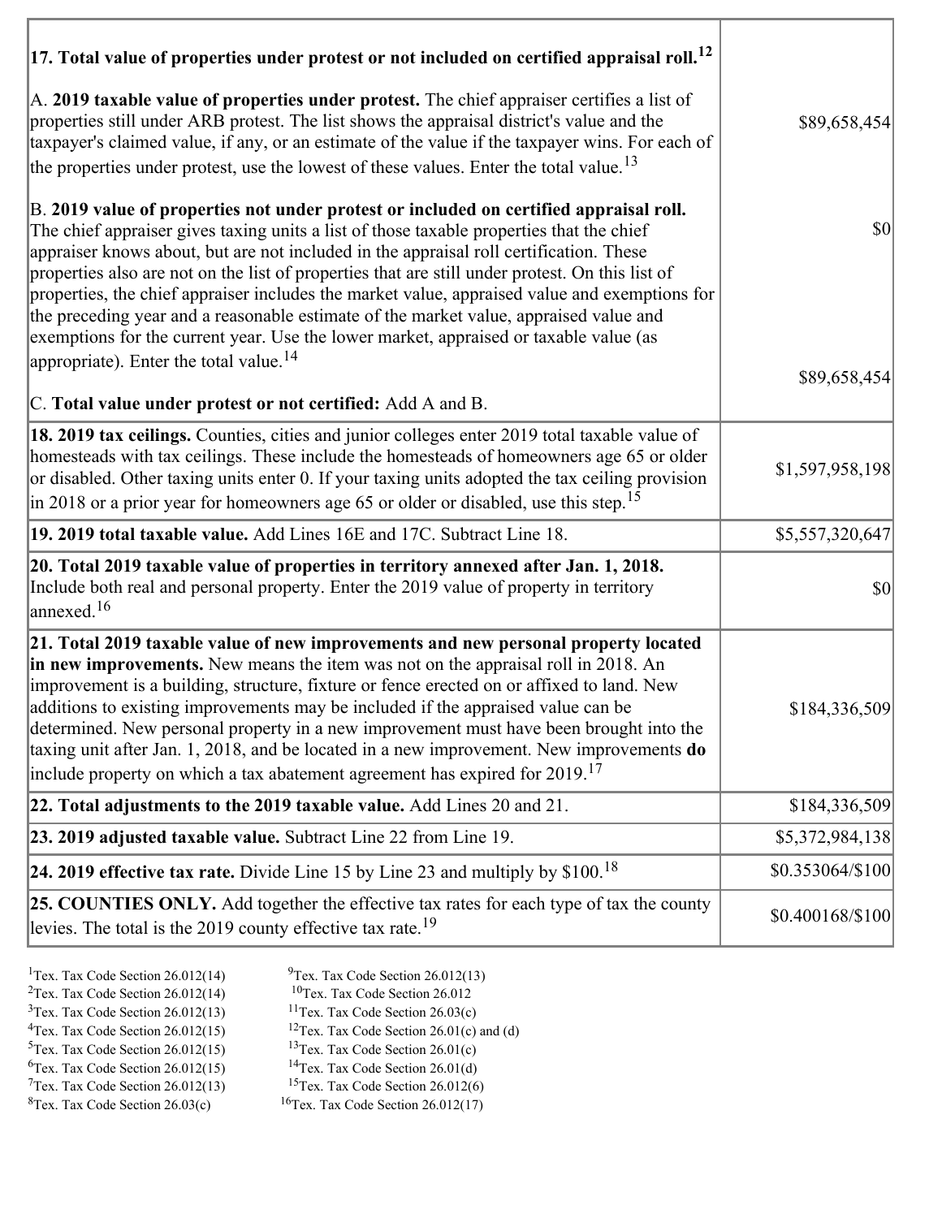| | |
|---|---|
| **17. Total value of properties under protest or not included on certified appraisal roll.**[12] | |
| A. **2019 taxable value of properties under protest.** The chief appraiser certifies a list of properties still under ARB protest. The list shows the appraisal district's value and the taxpayer's claimed value, if any, or an estimate of the value if the taxpayer wins. For each of the properties under protest, use the lowest of these values. Enter the total value.[13] | $89,658,454 |
| B. **2019 value of properties not under protest or included on certified appraisal roll.** The chief appraiser gives taxing units a list of those taxable properties that the chief appraiser knows about, but are not included in the appraisal roll certification. These properties also are not on the list of properties that are still under protest. On this list of properties, the chief appraiser includes the market value, appraised value and exemptions for the preceding year and a reasonable estimate of the market value, appraised value and exemptions for the current year. Use the lower market, appraised or taxable value (as appropriate). Enter the total value.[14] | $0 |
| C. **Total value under protest or not certified:** Add A and B. | $89,658,454 |
| **18. 2019 tax ceilings.** Counties, cities and junior colleges enter 2019 total taxable value of homesteads with tax ceilings. These include the homesteads of homeowners age 65 or older or disabled. Other taxing units enter 0. If your taxing units adopted the tax ceiling provision in 2018 or a prior year for homeowners age 65 or older or disabled, use this step.[15] | $1,597,958,198 |
| **19. 2019 total taxable value.** Add Lines 16E and 17C. Subtract Line 18. | $5,557,320,647 |
| **20. Total 2019 taxable value of properties in territory annexed after Jan. 1, 2018.** Include both real and personal property. Enter the 2019 value of property in territory annexed.[16] | $0 |
| **21. Total 2019 taxable value of new improvements and new personal property located in new improvements.** New means the item was not on the appraisal roll in 2018. An improvement is a building, structure, fixture or fence erected on or affixed to land. New additions to existing improvements may be included if the appraised value can be determined. New personal property in a new improvement must have been brought into the taxing unit after Jan. 1, 2018, and be located in a new improvement. New improvements **do** include property on which a tax abatement agreement has expired for 2019.[17] | $184,336,509 |
| **22. Total adjustments to the 2019 taxable value.** Add Lines 20 and 21. | $184,336,509 |
| **23. 2019 adjusted taxable value.** Subtract Line 22 from Line 19. | $5,372,984,138 |
| **24. 2019 effective tax rate.** Divide Line 15 by Line 23 and multiply by $100.[18] | $0.353064/$100 |
| **25. COUNTIES ONLY.** Add together the effective tax rates for each type of tax the county levies. The total is the 2019 county effective tax rate.[19] | $0.400168/$100 |

[1] Tex. Tax Code Section 26.012(14)
[2] Tex. Tax Code Section 26.012(14)
[3] Tex. Tax Code Section 26.012(13)
[4] Tex. Tax Code Section 26.012(15)
[5] Tex. Tax Code Section 26.012(15)
[6] Tex. Tax Code Section 26.012(15)
[7] Tex. Tax Code Section 26.012(13)
[8] Tex. Tax Code Section 26.03(c)
[9] Tex. Tax Code Section 26.012(13)
[10] Tex. Tax Code Section 26.012
[11] Tex. Tax Code Section 26.03(c)
[12] Tex. Tax Code Section 26.01(c) and (d)
[13] Tex. Tax Code Section 26.01(c)
[14] Tex. Tax Code Section 26.01(d)
[15] Tex. Tax Code Section 26.012(6)
[16] Tex. Tax Code Section 26.012(17)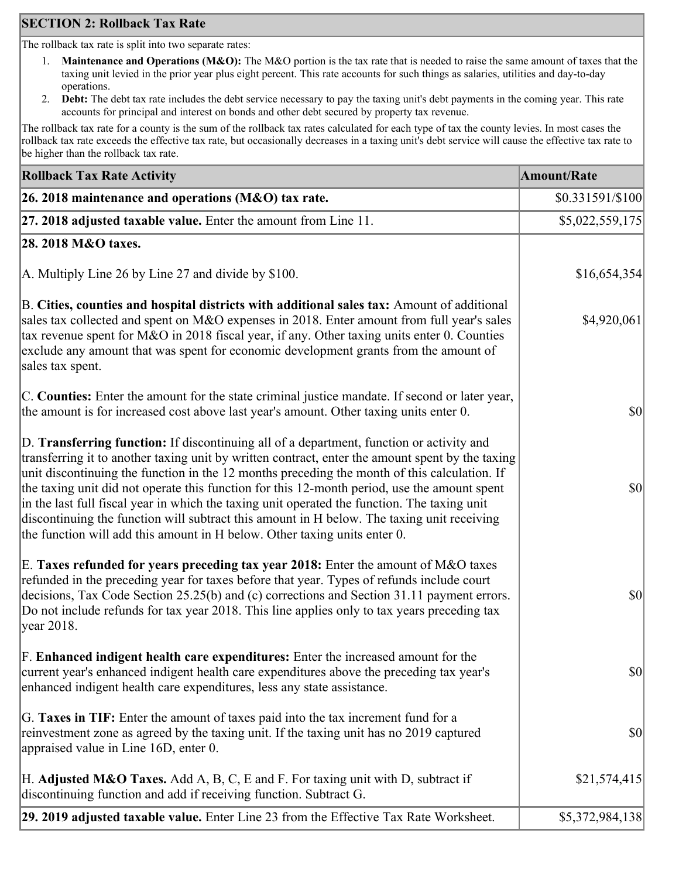## SECTION 2: Rollback Tax Rate

The rollback tax rate is split into two separate rates:

1. **Maintenance and Operations (M&O):** The M&O portion is the tax rate that is needed to raise the same amount of taxes that the taxing unit levied in the prior year plus eight percent. This rate accounts for such things as salaries, utilities and day-to-day operations.
2. **Debt:** The debt tax rate includes the debt service necessary to pay the taxing unit's debt payments in the coming year. This rate accounts for principal and interest on bonds and other debt secured by property tax revenue.

The rollback tax rate for a county is the sum of the rollback tax rates calculated for each type of tax the county levies. In most cases the rollback tax rate exceeds the effective tax rate, but occasionally decreases in a taxing unit's debt service will cause the effective tax rate to be higher than the rollback tax rate.

| Rollback Tax Rate Activity | Amount/Rate |
|---|---|
| **26. 2018 maintenance and operations (M&O) tax rate.** | $0.331591/$100 |
| **27. 2018 adjusted taxable value.** Enter the amount from Line 11. | $5,022,559,175 |
| **28. 2018 M&O taxes.** | |
| A. Multiply Line 26 by Line 27 and divide by $100. | $16,654,354 |
| B. **Cities, counties and hospital districts with additional sales tax:** Amount of additional sales tax collected and spent on M&O expenses in 2018. Enter amount from full year's sales tax revenue spent for M&O in 2018 fiscal year, if any. Other taxing units enter 0. Counties exclude any amount that was spent for economic development grants from the amount of sales tax spent. | $4,920,061 |
| C. **Counties:** Enter the amount for the state criminal justice mandate. If second or later year, the amount is for increased cost above last year's amount. Other taxing units enter 0. | $0 |
| D. **Transferring function:** If discontinuing all of a department, function or activity and transferring it to another taxing unit by written contract, enter the amount spent by the taxing unit discontinuing the function in the 12 months preceding the month of this calculation. If the taxing unit did not operate this function for this 12-month period, use the amount spent in the last full fiscal year in which the taxing unit operated the function. The taxing unit discontinuing the function will subtract this amount in H below. The taxing unit receiving the function will add this amount in H below. Other taxing units enter 0. | $0 |
| E. **Taxes refunded for years preceding tax year 2018:** Enter the amount of M&O taxes refunded in the preceding year for taxes before that year. Types of refunds include court decisions, Tax Code Section 25.25(b) and (c) corrections and Section 31.11 payment errors. Do not include refunds for tax year 2018. This line applies only to tax years preceding tax year 2018. | $0 |
| F. **Enhanced indigent health care expenditures:** Enter the increased amount for the current year's enhanced indigent health care expenditures above the preceding tax year's enhanced indigent health care expenditures, less any state assistance. | $0 |
| G. **Taxes in TIF:** Enter the amount of taxes paid into the tax increment fund for a reinvestment zone as agreed by the taxing unit. If the taxing unit has no 2019 captured appraised value in Line 16D, enter 0. | $0 |
| H. **Adjusted M&O Taxes.** Add A, B, C, E and F. For taxing unit with D, subtract if discontinuing function and add if receiving function. Subtract G. | $21,574,415 |
| **29. 2019 adjusted taxable value.** Enter Line 23 from the Effective Tax Rate Worksheet. | $5,372,984,138 |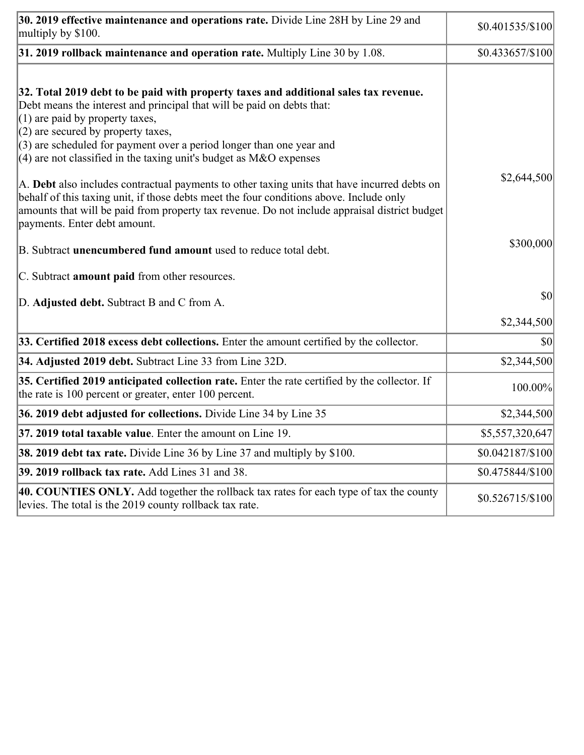| | |
|---|---|
| **30. 2019 effective maintenance and operations rate.** Divide Line 28H by Line 29 and multiply by \$100. | \$0.401535/\$100 |
| **31. 2019 rollback maintenance and operation rate.** Multiply Line 30 by 1.08. | \$0.433657/\$100 |
| **32. Total 2019 debt to be paid with property taxes and additional sales tax revenue.** Debt means the interest and principal that will be paid on debts that:<br>(1) are paid by property taxes,<br>(2) are secured by property taxes,<br>(3) are scheduled for payment over a period longer than one year and<br>(4) are not classified in the taxing unit's budget as M&O expenses<br><br>A. **Debt** also includes contractual payments to other taxing units that have incurred debts on behalf of this taxing unit, if those debts meet the four conditions above. Include only amounts that will be paid from property tax revenue. Do not include appraisal district budget payments. Enter debt amount.<br><br>B. Subtract **unencumbered fund amount** used to reduce total debt.<br><br>C. Subtract **amount paid** from other resources.<br><br>D. **Adjusted debt.** Subtract B and C from A. | \$2,644,500<br><br>\$300,000<br><br>\$0<br><br>\$2,344,500 |
| **33. Certified 2018 excess debt collections.** Enter the amount certified by the collector. | \$0 |
| **34. Adjusted 2019 debt.** Subtract Line 33 from Line 32D. | \$2,344,500 |
| **35. Certified 2019 anticipated collection rate.** Enter the rate certified by the collector. If the rate is 100 percent or greater, enter 100 percent. | 100.00% |
| **36. 2019 debt adjusted for collections.** Divide Line 34 by Line 35 | \$2,344,500 |
| **37. 2019 total taxable value**. Enter the amount on Line 19. | \$5,557,320,647 |
| **38. 2019 debt tax rate.** Divide Line 36 by Line 37 and multiply by \$100. | \$0.042187/\$100 |
| **39. 2019 rollback tax rate.** Add Lines 31 and 38. | \$0.475844/\$100 |
| **40. COUNTIES ONLY.** Add together the rollback tax rates for each type of tax the county levies. The total is the 2019 county rollback tax rate. | \$0.526715/\$100 |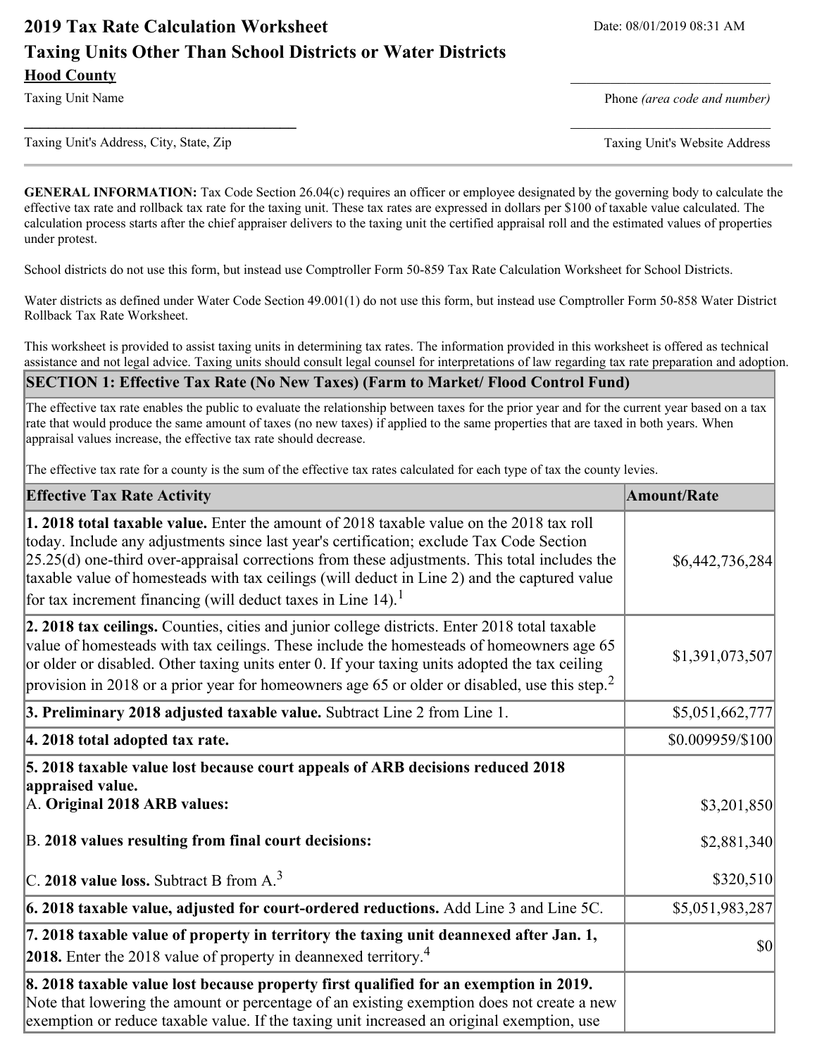# 2019 Tax Rate Calculation Worksheet

Date: 08/01/2019 08:31 AM

## Taxing Units Other Than School Districts or Water Districts

**Hood County**

Taxing Unit Name

Phone *(area code and number)*

Taxing Unit's Address, City, State, Zip

Taxing Unit's Website Address

**GENERAL INFORMATION:** Tax Code Section 26.04(c) requires an officer or employee designated by the governing body to calculate the effective tax rate and rollback tax rate for the taxing unit. These tax rates are expressed in dollars per $100 of taxable value calculated. The calculation process starts after the chief appraiser delivers to the taxing unit the certified appraisal roll and the estimated values of properties under protest.

School districts do not use this form, but instead use Comptroller Form 50-859 Tax Rate Calculation Worksheet for School Districts.

Water districts as defined under Water Code Section 49.001(1) do not use this form, but instead use Comptroller Form 50-858 Water District Rollback Tax Rate Worksheet.

This worksheet is provided to assist taxing units in determining tax rates. The information provided in this worksheet is offered as technical assistance and not legal advice. Taxing units should consult legal counsel for interpretations of law regarding tax rate preparation and adoption.

### SECTION 1: Effective Tax Rate (No New Taxes) (Farm to Market/ Flood Control Fund)

The effective tax rate enables the public to evaluate the relationship between taxes for the prior year and for the current year based on a tax rate that would produce the same amount of taxes (no new taxes) if applied to the same properties that are taxed in both years. When appraisal values increase, the effective tax rate should decrease.

The effective tax rate for a county is the sum of the effective tax rates calculated for each type of tax the county levies.

| Effective Tax Rate Activity | Amount/Rate |
|---|---|
| **1. 2018 total taxable value.** Enter the amount of 2018 taxable value on the 2018 tax roll today. Include any adjustments since last year's certification; exclude Tax Code Section 25.25(d) one-third over-appraisal corrections from these adjustments. This total includes the taxable value of homesteads with tax ceilings (will deduct in Line 2) and the captured value for tax increment financing (will deduct taxes in Line 14).[1] | $6,442,736,284 |
| **2. 2018 tax ceilings.** Counties, cities and junior college districts. Enter 2018 total taxable value of homesteads with tax ceilings. These include the homesteads of homeowners age 65 or older or disabled. Other taxing units enter 0. If your taxing units adopted the tax ceiling provision in 2018 or a prior year for homeowners age 65 or older or disabled, use this step.[2] | $1,391,073,507 |
| **3. Preliminary 2018 adjusted taxable value.** Subtract Line 2 from Line 1. | $5,051,662,777 |
| **4. 2018 total adopted tax rate.** | $0.009959/$100 |
| **5. 2018 taxable value lost because court appeals of ARB decisions reduced 2018 appraised value.** | |
| A. **Original 2018 ARB values:** | $3,201,850 |
| B. **2018 values resulting from final court decisions:** | $2,881,340 |
| C. **2018 value loss.** Subtract B from A.[3] | $320,510 |
| **6. 2018 taxable value, adjusted for court-ordered reductions.** Add Line 3 and Line 5C. | $5,051,983,287 |
| **7. 2018 taxable value of property in territory the taxing unit deannexed after Jan. 1, 2018.** Enter the 2018 value of property in deannexed territory.[4] | $0 |
| **8. 2018 taxable value lost because property first qualified for an exemption in 2019.** Note that lowering the amount or percentage of an existing exemption does not create a new exemption or reduce taxable value. If the taxing unit increased an original exemption, use | |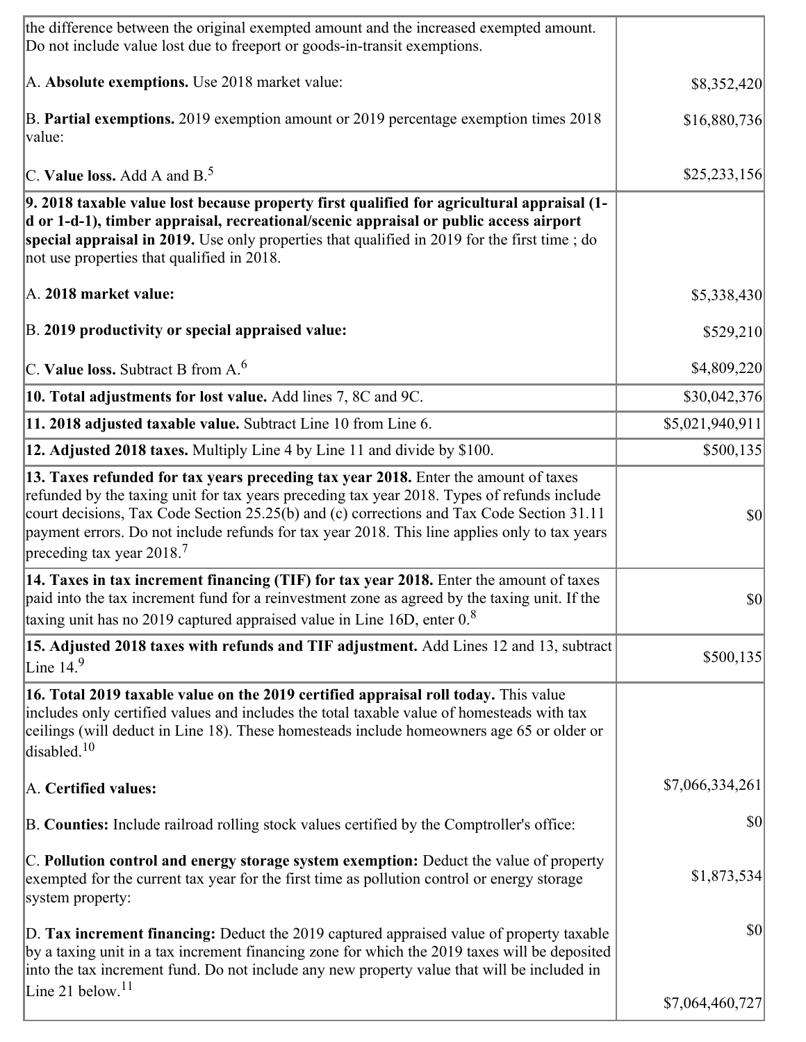| | |
|---|---|
| the difference between the original exempted amount and the increased exempted amount. Do not include value lost due to freeport or goods-in-transit exemptions.<br><br>A. **Absolute exemptions.** Use 2018 market value:<br><br>B. **Partial exemptions.** 2019 exemption amount or 2019 percentage exemption times 2018 value:<br><br>C. **Value loss.** Add A and B.[5] | <br><br>$8,352,420<br><br>$16,880,736<br><br>$25,233,156 |
| **9. 2018 taxable value lost because property first qualified for agricultural appraisal (1-d or 1-d-1), timber appraisal, recreational/scenic appraisal or public access airport special appraisal in 2019.** Use only properties that qualified in 2019 for the first time ; do not use properties that qualified in 2018.<br><br>A. **2018 market value:**<br><br>B. **2019 productivity or special appraised value:**<br><br>C. **Value loss.** Subtract B from A.[6] | <br><br>$5,338,430<br><br>$529,210<br><br>$4,809,220 |
| **10. Total adjustments for lost value.** Add lines 7, 8C and 9C. | $30,042,376 |
| **11. 2018 adjusted taxable value.** Subtract Line 10 from Line 6. | $5,021,940,911 |
| **12. Adjusted 2018 taxes.** Multiply Line 4 by Line 11 and divide by $100. | $500,135 |
| **13. Taxes refunded for tax years preceding tax year 2018.** Enter the amount of taxes refunded by the taxing unit for tax years preceding tax year 2018. Types of refunds include court decisions, Tax Code Section 25.25(b) and (c) corrections and Tax Code Section 31.11 payment errors. Do not include refunds for tax year 2018. This line applies only to tax years preceding tax year 2018.[7] | $0 |
| **14. Taxes in tax increment financing (TIF) for tax year 2018.** Enter the amount of taxes paid into the tax increment fund for a reinvestment zone as agreed by the taxing unit. If the taxing unit has no 2019 captured appraised value in Line 16D, enter 0.[8] | $0 |
| **15. Adjusted 2018 taxes with refunds and TIF adjustment.** Add Lines 12 and 13, subtract Line 14.[9] | $500,135 |
| **16. Total 2019 taxable value on the 2019 certified appraisal roll today.** This value includes only certified values and includes the total taxable value of homesteads with tax ceilings (will deduct in Line 18). These homesteads include homeowners age 65 or older or disabled.[10]<br><br>A. **Certified values:**<br><br>B. **Counties:** Include railroad rolling stock values certified by the Comptroller's office:<br><br>C. **Pollution control and energy storage system exemption:** Deduct the value of property exempted for the current tax year for the first time as pollution control or energy storage system property:<br><br>D. **Tax increment financing:** Deduct the 2019 captured appraised value of property taxable by a taxing unit in a tax increment financing zone for which the 2019 taxes will be deposited into the tax increment fund. Do not include any new property value that will be included in Line 21 below.[11] | <br><br>$7,066,334,261<br><br>$0<br><br>$1,873,534<br><br>$0<br><br>$7,064,460,727 |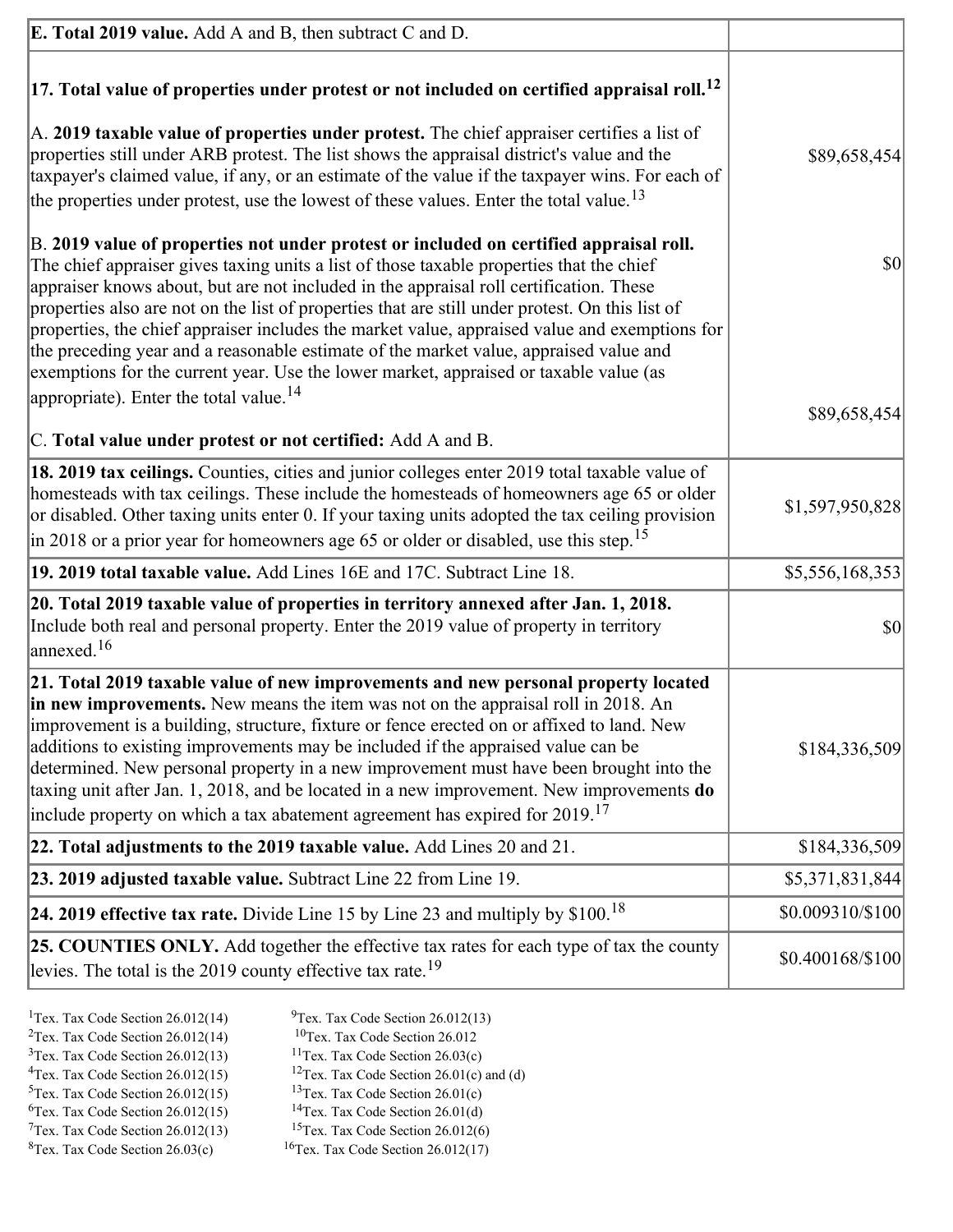| | |
|---|---|
| **E. Total 2019 value.** Add A and B, then subtract C and D. | |
| **17. Total value of properties under protest or not included on certified appraisal roll.**[12]<br><br>A. **2019 taxable value of properties under protest.** The chief appraiser certifies a list of properties still under ARB protest. The list shows the appraisal district's value and the taxpayer's claimed value, if any, or an estimate of the value if the taxpayer wins. For each of the properties under protest, use the lowest of these values. Enter the total value.[13] | $89,658,454 |
| B. **2019 value of properties not under protest or included on certified appraisal roll.** The chief appraiser gives taxing units a list of those taxable properties that the chief appraiser knows about, but are not included in the appraisal roll certification. These properties also are not on the list of properties that are still under protest. On this list of properties, the chief appraiser includes the market value, appraised value and exemptions for the preceding year and a reasonable estimate of the market value, appraised value and exemptions for the current year. Use the lower market, appraised or taxable value (as appropriate). Enter the total value.[14] | $0 |
| C. **Total value under protest or not certified:** Add A and B. | $89,658,454 |
| **18. 2019 tax ceilings.** Counties, cities and junior colleges enter 2019 total taxable value of homesteads with tax ceilings. These include the homesteads of homeowners age 65 or older or disabled. Other taxing units enter 0. If your taxing units adopted the tax ceiling provision in 2018 or a prior year for homeowners age 65 or older or disabled, use this step.[15] | $1,597,950,828 |
| **19. 2019 total taxable value.** Add Lines 16E and 17C. Subtract Line 18. | $5,556,168,353 |
| **20. Total 2019 taxable value of properties in territory annexed after Jan. 1, 2018.** Include both real and personal property. Enter the 2019 value of property in territory annexed.[16] | $0 |
| **21. Total 2019 taxable value of new improvements and new personal property located in new improvements.** New means the item was not on the appraisal roll in 2018. An improvement is a building, structure, fixture or fence erected on or affixed to land. New additions to existing improvements may be included if the appraised value can be determined. New personal property in a new improvement must have been brought into the taxing unit after Jan. 1, 2018, and be located in a new improvement. New improvements **do** include property on which a tax abatement agreement has expired for 2019.[17] | $184,336,509 |
| **22. Total adjustments to the 2019 taxable value.** Add Lines 20 and 21. | $184,336,509 |
| **23. 2019 adjusted taxable value.** Subtract Line 22 from Line 19. | $5,371,831,844 |
| **24. 2019 effective tax rate.** Divide Line 15 by Line 23 and multiply by $100.[18] | $0.009310/$100 |
| **25. COUNTIES ONLY.** Add together the effective tax rates for each type of tax the county levies. The total is the 2019 county effective tax rate.[19] | $0.400168/$100 |

[1]Tex. Tax Code Section 26.012(14)
[2]Tex. Tax Code Section 26.012(14)
[3]Tex. Tax Code Section 26.012(13)
[4]Tex. Tax Code Section 26.012(15)
[5]Tex. Tax Code Section 26.012(15)
[6]Tex. Tax Code Section 26.012(15)
[7]Tex. Tax Code Section 26.012(13)
[8]Tex. Tax Code Section 26.03(c)
[9]Tex. Tax Code Section 26.012(13)
[10]Tex. Tax Code Section 26.012
[11]Tex. Tax Code Section 26.03(c)
[12]Tex. Tax Code Section 26.01(c) and (d)
[13]Tex. Tax Code Section 26.01(c)
[14]Tex. Tax Code Section 26.01(d)
[15]Tex. Tax Code Section 26.012(6)
[16]Tex. Tax Code Section 26.012(17)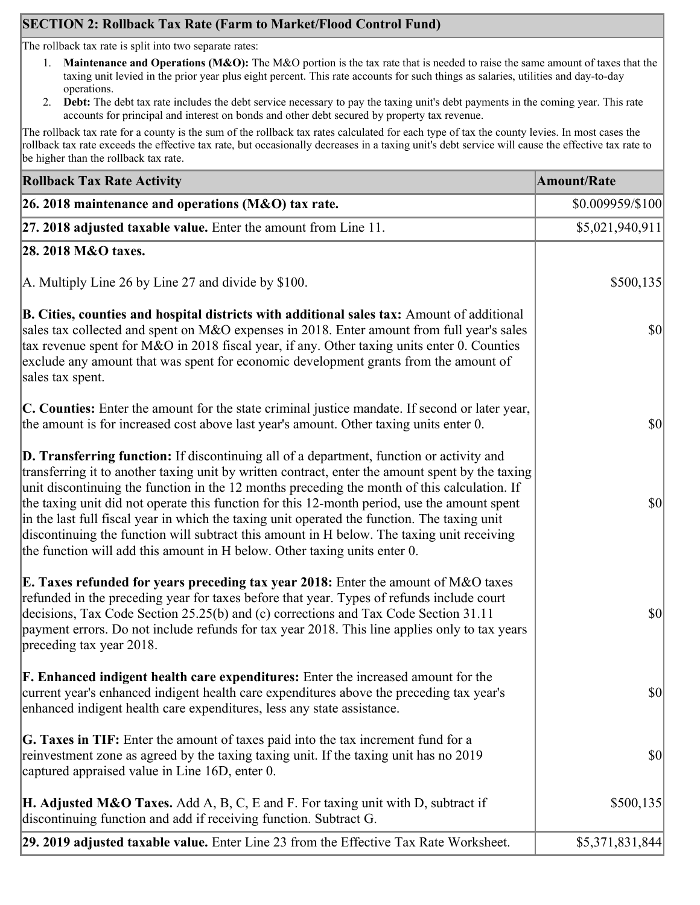## SECTION 2: Rollback Tax Rate (Farm to Market/Flood Control Fund)

The rollback tax rate is split into two separate rates:

1. **Maintenance and Operations (M&O):** The M&O portion is the tax rate that is needed to raise the same amount of taxes that the taxing unit levied in the prior year plus eight percent. This rate accounts for such things as salaries, utilities and day-to-day operations.
2. **Debt:** The debt tax rate includes the debt service necessary to pay the taxing unit's debt payments in the coming year. This rate accounts for principal and interest on bonds and other debt secured by property tax revenue.

The rollback tax rate for a county is the sum of the rollback tax rates calculated for each type of tax the county levies. In most cases the rollback tax rate exceeds the effective tax rate, but occasionally decreases in a taxing unit's debt service will cause the effective tax rate to be higher than the rollback tax rate.

| Rollback Tax Rate Activity | Amount/Rate |
|---|---|
| **26. 2018 maintenance and operations (M&O) tax rate.** | $0.009959/$100 |
| **27. 2018 adjusted taxable value.** Enter the amount from Line 11. | $5,021,940,911 |
| **28. 2018 M&O taxes.** | |
| A. Multiply Line 26 by Line 27 and divide by $100. | $500,135 |
| **B. Cities, counties and hospital districts with additional sales tax:** Amount of additional sales tax collected and spent on M&O expenses in 2018. Enter amount from full year's sales tax revenue spent for M&O in 2018 fiscal year, if any. Other taxing units enter 0. Counties exclude any amount that was spent for economic development grants from the amount of sales tax spent. | $0 |
| **C. Counties:** Enter the amount for the state criminal justice mandate. If second or later year, the amount is for increased cost above last year's amount. Other taxing units enter 0. | $0 |
| **D. Transferring function:** If discontinuing all of a department, function or activity and transferring it to another taxing unit by written contract, enter the amount spent by the taxing unit discontinuing the function in the 12 months preceding the month of this calculation. If the taxing unit did not operate this function for this 12-month period, use the amount spent in the last full fiscal year in which the taxing unit operated the function. The taxing unit discontinuing the function will subtract this amount in H below. The taxing unit receiving the function will add this amount in H below. Other taxing units enter 0. | $0 |
| **E. Taxes refunded for years preceding tax year 2018:** Enter the amount of M&O taxes refunded in the preceding year for taxes before that year. Types of refunds include court decisions, Tax Code Section 25.25(b) and (c) corrections and Tax Code Section 31.11 payment errors. Do not include refunds for tax year 2018. This line applies only to tax years preceding tax year 2018. | $0 |
| **F. Enhanced indigent health care expenditures:** Enter the increased amount for the current year's enhanced indigent health care expenditures above the preceding tax year's enhanced indigent health care expenditures, less any state assistance. | $0 |
| **G. Taxes in TIF:** Enter the amount of taxes paid into the tax increment fund for a reinvestment zone as agreed by the taxing taxing unit. If the taxing unit has no 2019 captured appraised value in Line 16D, enter 0. | $0 |
| **H. Adjusted M&O Taxes.** Add A, B, C, E and F. For taxing unit with D, subtract if discontinuing function and add if receiving function. Subtract G. | $500,135 |
| **29. 2019 adjusted taxable value.** Enter Line 23 from the Effective Tax Rate Worksheet. | $5,371,831,844 |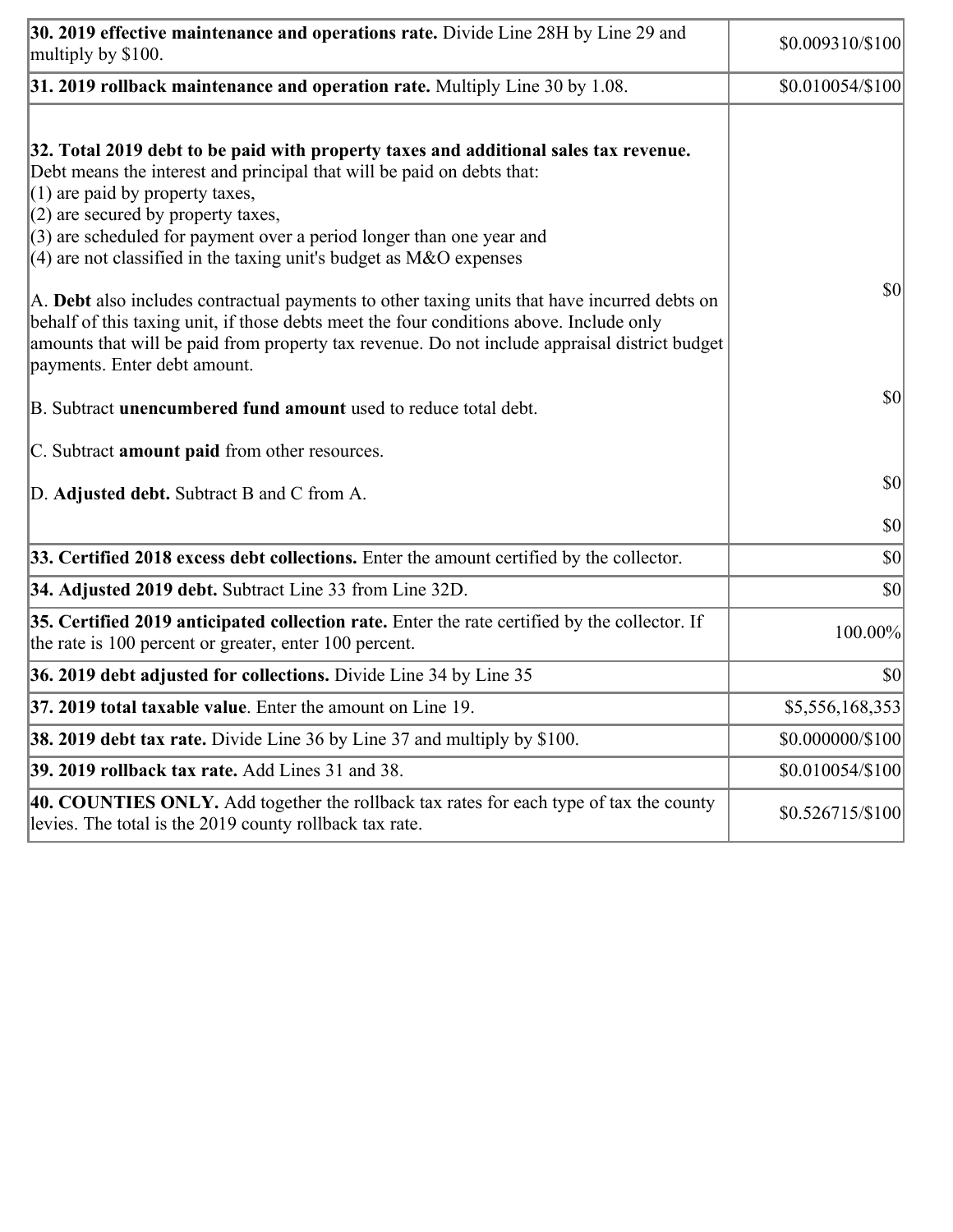| | |
|---|---|
| **30. 2019 effective maintenance and operations rate.** Divide Line 28H by Line 29 and multiply by $100. | $0.009310/$100 |
| **31. 2019 rollback maintenance and operation rate.** Multiply Line 30 by 1.08. | $0.010054/$100 |
| **32. Total 2019 debt to be paid with property taxes and additional sales tax revenue.** Debt means the interest and principal that will be paid on debts that:<br>(1) are paid by property taxes,<br>(2) are secured by property taxes,<br>(3) are scheduled for payment over a period longer than one year and<br>(4) are not classified in the taxing unit's budget as M&O expenses<br><br>A. **Debt** also includes contractual payments to other taxing units that have incurred debts on behalf of this taxing unit, if those debts meet the four conditions above. Include only amounts that will be paid from property tax revenue. Do not include appraisal district budget payments. Enter debt amount.<br><br>B. Subtract **unencumbered fund amount** used to reduce total debt.<br><br>C. Subtract **amount paid** from other resources.<br><br>D. **Adjusted debt.** Subtract B and C from A. | $0<br><br>$0<br><br>$0<br><br>$0 |
| **33. Certified 2018 excess debt collections.** Enter the amount certified by the collector. | $0 |
| **34. Adjusted 2019 debt.** Subtract Line 33 from Line 32D. | $0 |
| **35. Certified 2019 anticipated collection rate.** Enter the rate certified by the collector. If the rate is 100 percent or greater, enter 100 percent. | 100.00% |
| **36. 2019 debt adjusted for collections.** Divide Line 34 by Line 35 | $0 |
| **37. 2019 total taxable value**. Enter the amount on Line 19. | $5,556,168,353 |
| **38. 2019 debt tax rate.** Divide Line 36 by Line 37 and multiply by $100. | $0.000000/$100 |
| **39. 2019 rollback tax rate.** Add Lines 31 and 38. | $0.010054/$100 |
| **40. COUNTIES ONLY.** Add together the rollback tax rates for each type of tax the county levies. The total is the 2019 county rollback tax rate. | $0.526715/$100 |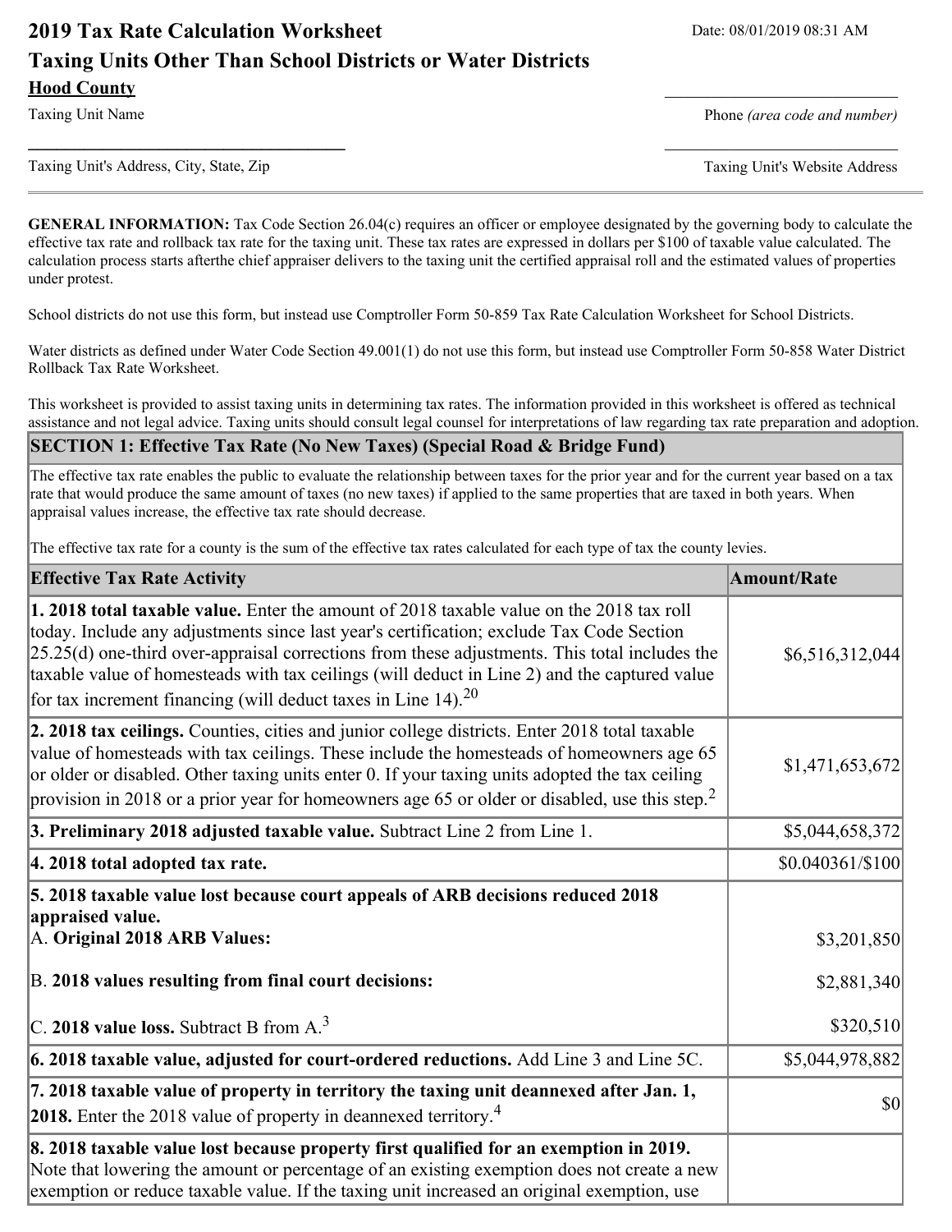# 2019 Tax Rate Calculation Worksheet

Date: 08/01/2019 08:31 AM

## Taxing Units Other Than School Districts or Water Districts

**Hood County**

Taxing Unit Name

Phone *(area code and number)*

Taxing Unit's Address, City, State, Zip

Taxing Unit's Website Address

---

**GENERAL INFORMATION:** Tax Code Section 26.04(c) requires an officer or employee designated by the governing body to calculate the effective tax rate and rollback tax rate for the taxing unit. These tax rates are expressed in dollars per $100 of taxable value calculated. The calculation process starts afterthe chief appraiser delivers to the taxing unit the certified appraisal roll and the estimated values of properties under protest.

School districts do not use this form, but instead use Comptroller Form 50-859 Tax Rate Calculation Worksheet for School Districts.

Water districts as defined under Water Code Section 49.001(1) do not use this form, but instead use Comptroller Form 50-858 Water District Rollback Tax Rate Worksheet.

This worksheet is provided to assist taxing units in determining tax rates. The information provided in this worksheet is offered as technical assistance and not legal advice. Taxing units should consult legal counsel for interpretations of law regarding tax rate preparation and adoption.

### SECTION 1: Effective Tax Rate (No New Taxes) (Special Road & Bridge Fund)

The effective tax rate enables the public to evaluate the relationship between taxes for the prior year and for the current year based on a tax rate that would produce the same amount of taxes (no new taxes) if applied to the same properties that are taxed in both years. When appraisal values increase, the effective tax rate should decrease.

The effective tax rate for a county is the sum of the effective tax rates calculated for each type of tax the county levies.

| Effective Tax Rate Activity | Amount/Rate |
|---|---|
| **1. 2018 total taxable value.** Enter the amount of 2018 taxable value on the 2018 tax roll today. Include any adjustments since last year's certification; exclude Tax Code Section 25.25(d) one-third over-appraisal corrections from these adjustments. This total includes the taxable value of homesteads with tax ceilings (will deduct in Line 2) and the captured value for tax increment financing (will deduct taxes in Line 14).[20] | $6,516,312,044 |
| **2. 2018 tax ceilings.** Counties, cities and junior college districts. Enter 2018 total taxable value of homesteads with tax ceilings. These include the homesteads of homeowners age 65 or older or disabled. Other taxing units enter 0. If your taxing units adopted the tax ceiling provision in 2018 or a prior year for homeowners age 65 or older or disabled, use this step.[2] | $1,471,653,672 |
| **3. Preliminary 2018 adjusted taxable value.** Subtract Line 2 from Line 1. | $5,044,658,372 |
| **4. 2018 total adopted tax rate.** | $0.040361/$100 |
| **5. 2018 taxable value lost because court appeals of ARB decisions reduced 2018 appraised value.**<br>A. **Original 2018 ARB Values:**<br>B. **2018 values resulting from final court decisions:**<br>C. **2018 value loss.** Subtract B from A.[3] | <br>$3,201,850<br>$2,881,340<br>$320,510 |
| **6. 2018 taxable value, adjusted for court-ordered reductions.** Add Line 3 and Line 5C. | $5,044,978,882 |
| **7. 2018 taxable value of property in territory the taxing unit deannexed after Jan. 1, 2018.** Enter the 2018 value of property in deannexed territory.[4] | $0 |
| **8. 2018 taxable value lost because property first qualified for an exemption in 2019.** Note that lowering the amount or percentage of an existing exemption does not create a new exemption or reduce taxable value. If the taxing unit increased an original exemption, use | |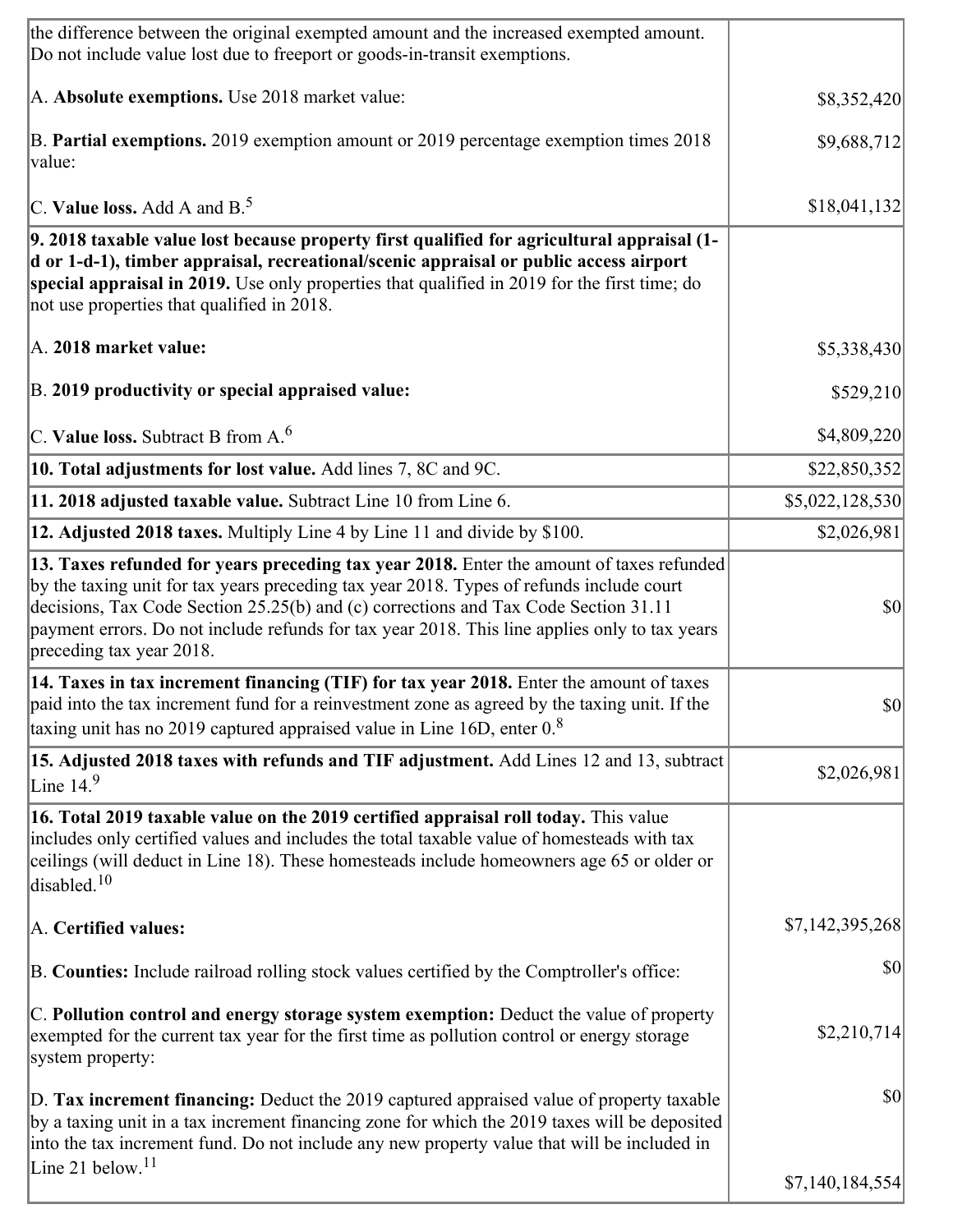| | |
|---|---|
| the difference between the original exempted amount and the increased exempted amount. Do not include value lost due to freeport or goods-in-transit exemptions.<br><br>A. **Absolute exemptions.** Use 2018 market value:<br><br>B. **Partial exemptions.** 2019 exemption amount or 2019 percentage exemption times 2018 value:<br><br>C. **Value loss.** Add A and B.[5] | <br><br><br>$8,352,420<br><br>$9,688,712<br><br>$18,041,132 |
| **9. 2018 taxable value lost because property first qualified for agricultural appraisal (1-d or 1-d-1), timber appraisal, recreational/scenic appraisal or public access airport special appraisal in 2019.** Use only properties that qualified in 2019 for the first time; do not use properties that qualified in 2018.<br><br>A. **2018 market value:**<br><br>B. **2019 productivity or special appraised value:**<br><br>C. **Value loss.** Subtract B from A.[6] | <br><br><br><br>$5,338,430<br><br>$529,210<br><br>$4,809,220 |
| **10. Total adjustments for lost value.** Add lines 7, 8C and 9C. | $22,850,352 |
| **11. 2018 adjusted taxable value.** Subtract Line 10 from Line 6. | $5,022,128,530 |
| **12. Adjusted 2018 taxes.** Multiply Line 4 by Line 11 and divide by $100. | $2,026,981 |
| **13. Taxes refunded for years preceding tax year 2018.** Enter the amount of taxes refunded by the taxing unit for tax years preceding tax year 2018. Types of refunds include court decisions, Tax Code Section 25.25(b) and (c) corrections and Tax Code Section 31.11 payment errors. Do not include refunds for tax year 2018. This line applies only to tax years preceding tax year 2018. | $0 |
| **14. Taxes in tax increment financing (TIF) for tax year 2018.** Enter the amount of taxes paid into the tax increment fund for a reinvestment zone as agreed by the taxing unit. If the taxing unit has no 2019 captured appraised value in Line 16D, enter 0.[8] | $0 |
| **15. Adjusted 2018 taxes with refunds and TIF adjustment.** Add Lines 12 and 13, subtract Line 14.[9] | $2,026,981 |
| **16. Total 2019 taxable value on the 2019 certified appraisal roll today.** This value includes only certified values and includes the total taxable value of homesteads with tax ceilings (will deduct in Line 18). These homesteads include homeowners age 65 or older or disabled.[10]<br><br>A. **Certified values:**<br><br>B. **Counties:** Include railroad rolling stock values certified by the Comptroller's office:<br><br>C. **Pollution control and energy storage system exemption:** Deduct the value of property exempted for the current tax year for the first time as pollution control or energy storage system property:<br><br>D. **Tax increment financing:** Deduct the 2019 captured appraised value of property taxable by a taxing unit in a tax increment financing zone for which the 2019 taxes will be deposited into the tax increment fund. Do not include any new property value that will be included in Line 21 below.[11] | <br><br><br><br>$7,142,395,268<br><br>$0<br><br>$2,210,714<br><br>$0<br><br>$7,140,184,554 |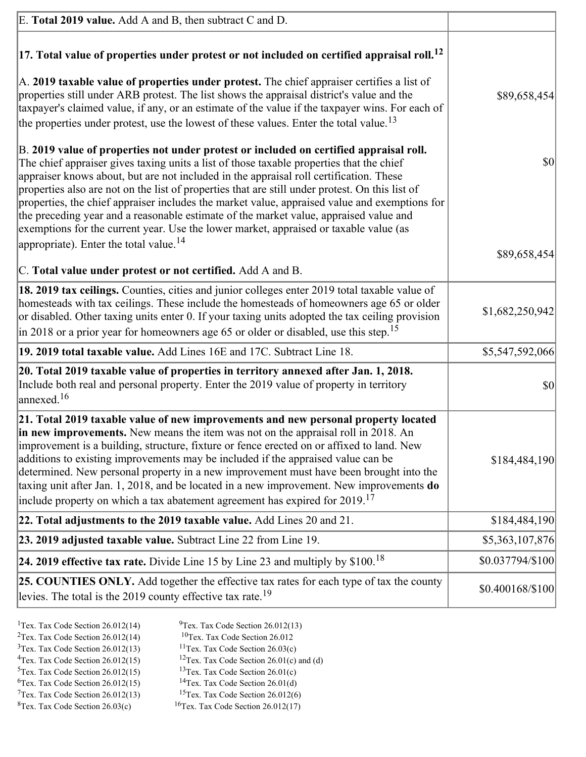| | |
|---|---|
| E. **Total 2019 value.** Add A and B, then subtract C and D. | |
| **17. Total value of properties under protest or not included on certified appraisal roll.**[12]<br><br>A. **2019 taxable value of properties under protest.** The chief appraiser certifies a list of properties still under ARB protest. The list shows the appraisal district's value and the taxpayer's claimed value, if any, or an estimate of the value if the taxpayer wins. For each of the properties under protest, use the lowest of these values. Enter the total value.[13]<br><br>B. **2019 value of properties not under protest or included on certified appraisal roll.** The chief appraiser gives taxing units a list of those taxable properties that the chief appraiser knows about, but are not included in the appraisal roll certification. These properties also are not on the list of properties that are still under protest. On this list of properties, the chief appraiser includes the market value, appraised value and exemptions for the preceding year and a reasonable estimate of the market value, appraised value and exemptions for the current year. Use the lower market, appraised or taxable value (as appropriate). Enter the total value.[14]<br><br>C. **Total value under protest or not certified.** Add A and B. | $89,658,454<br><br>$0<br><br>$89,658,454 |
| **18. 2019 tax ceilings.** Counties, cities and junior colleges enter 2019 total taxable value of homesteads with tax ceilings. These include the homesteads of homeowners age 65 or older or disabled. Other taxing units enter 0. If your taxing units adopted the tax ceiling provision in 2018 or a prior year for homeowners age 65 or older or disabled, use this step.[15] | $1,682,250,942 |
| **19. 2019 total taxable value.** Add Lines 16E and 17C. Subtract Line 18. | $5,547,592,066 |
| **20. Total 2019 taxable value of properties in territory annexed after Jan. 1, 2018.** Include both real and personal property. Enter the 2019 value of property in territory annexed.[16] | $0 |
| **21. Total 2019 taxable value of new improvements and new personal property located in new improvements.** New means the item was not on the appraisal roll in 2018. An improvement is a building, structure, fixture or fence erected on or affixed to land. New additions to existing improvements may be included if the appraised value can be determined. New personal property in a new improvement must have been brought into the taxing unit after Jan. 1, 2018, and be located in a new improvement. New improvements **do** include property on which a tax abatement agreement has expired for 2019.[17] | $184,484,190 |
| **22. Total adjustments to the 2019 taxable value.** Add Lines 20 and 21. | $184,484,190 |
| **23. 2019 adjusted taxable value.** Subtract Line 22 from Line 19. | $5,363,107,876 |
| **24. 2019 effective tax rate.** Divide Line 15 by Line 23 and multiply by $100.[18] | $0.037794/$100 |
| **25. COUNTIES ONLY.** Add together the effective tax rates for each type of tax the county levies. The total is the 2019 county effective tax rate.[19] | $0.400168/$100 |

[1]Tex. Tax Code Section 26.012(14)
[2]Tex. Tax Code Section 26.012(14)
[3]Tex. Tax Code Section 26.012(13)
[4]Tex. Tax Code Section 26.012(15)
[5]Tex. Tax Code Section 26.012(15)
[6]Tex. Tax Code Section 26.012(15)
[7]Tex. Tax Code Section 26.012(13)
[8]Tex. Tax Code Section 26.03(c)
[9]Tex. Tax Code Section 26.012(13)
[10]Tex. Tax Code Section 26.012
[11]Tex. Tax Code Section 26.03(c)
[12]Tex. Tax Code Section 26.01(c) and (d)
[13]Tex. Tax Code Section 26.01(c)
[14]Tex. Tax Code Section 26.01(d)
[15]Tex. Tax Code Section 26.012(6)
[16]Tex. Tax Code Section 26.012(17)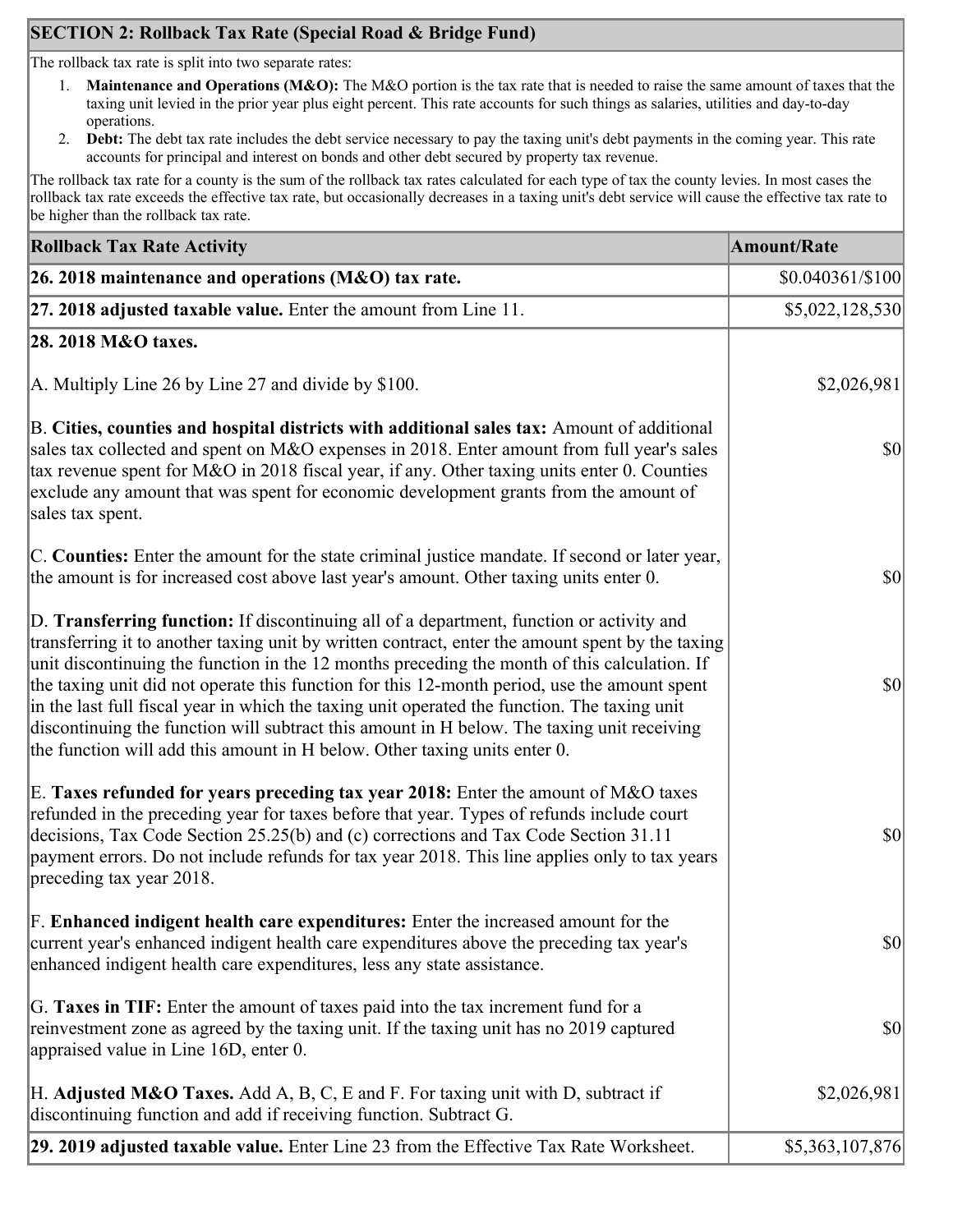## SECTION 2: Rollback Tax Rate (Special Road & Bridge Fund)

The rollback tax rate is split into two separate rates:

1. **Maintenance and Operations (M&O):** The M&O portion is the tax rate that is needed to raise the same amount of taxes that the taxing unit levied in the prior year plus eight percent. This rate accounts for such things as salaries, utilities and day-to-day operations.
2. **Debt:** The debt tax rate includes the debt service necessary to pay the taxing unit's debt payments in the coming year. This rate accounts for principal and interest on bonds and other debt secured by property tax revenue.

The rollback tax rate for a county is the sum of the rollback tax rates calculated for each type of tax the county levies. In most cases the rollback tax rate exceeds the effective tax rate, but occasionally decreases in a taxing unit's debt service will cause the effective tax rate to be higher than the rollback tax rate.

| Rollback Tax Rate Activity | Amount/Rate |
|---|---|
| **26. 2018 maintenance and operations (M&O) tax rate.** | $0.040361/$100 |
| **27. 2018 adjusted taxable value.** Enter the amount from Line 11. | $5,022,128,530 |
| **28. 2018 M&O taxes.** | |
| A. Multiply Line 26 by Line 27 and divide by $100. | $2,026,981 |
| B. **Cities, counties and hospital districts with additional sales tax:** Amount of additional sales tax collected and spent on M&O expenses in 2018. Enter amount from full year's sales tax revenue spent for M&O in 2018 fiscal year, if any. Other taxing units enter 0. Counties exclude any amount that was spent for economic development grants from the amount of sales tax spent. | $0 |
| C. **Counties:** Enter the amount for the state criminal justice mandate. If second or later year, the amount is for increased cost above last year's amount. Other taxing units enter 0. | $0 |
| D. **Transferring function:** If discontinuing all of a department, function or activity and transferring it to another taxing unit by written contract, enter the amount spent by the taxing unit discontinuing the function in the 12 months preceding the month of this calculation. If the taxing unit did not operate this function for this 12-month period, use the amount spent in the last full fiscal year in which the taxing unit operated the function. The taxing unit discontinuing the function will subtract this amount in H below. The taxing unit receiving the function will add this amount in H below. Other taxing units enter 0. | $0 |
| E. **Taxes refunded for years preceding tax year 2018:** Enter the amount of M&O taxes refunded in the preceding year for taxes before that year. Types of refunds include court decisions, Tax Code Section 25.25(b) and (c) corrections and Tax Code Section 31.11 payment errors. Do not include refunds for tax year 2018. This line applies only to tax years preceding tax year 2018. | $0 |
| F. **Enhanced indigent health care expenditures:** Enter the increased amount for the current year's enhanced indigent health care expenditures above the preceding tax year's enhanced indigent health care expenditures, less any state assistance. | $0 |
| G. **Taxes in TIF:** Enter the amount of taxes paid into the tax increment fund for a reinvestment zone as agreed by the taxing unit. If the taxing unit has no 2019 captured appraised value in Line 16D, enter 0. | $0 |
| H. **Adjusted M&O Taxes.** Add A, B, C, E and F. For taxing unit with D, subtract if discontinuing function and add if receiving function. Subtract G. | $2,026,981 |
| **29. 2019 adjusted taxable value.** Enter Line 23 from the Effective Tax Rate Worksheet. | $5,363,107,876 |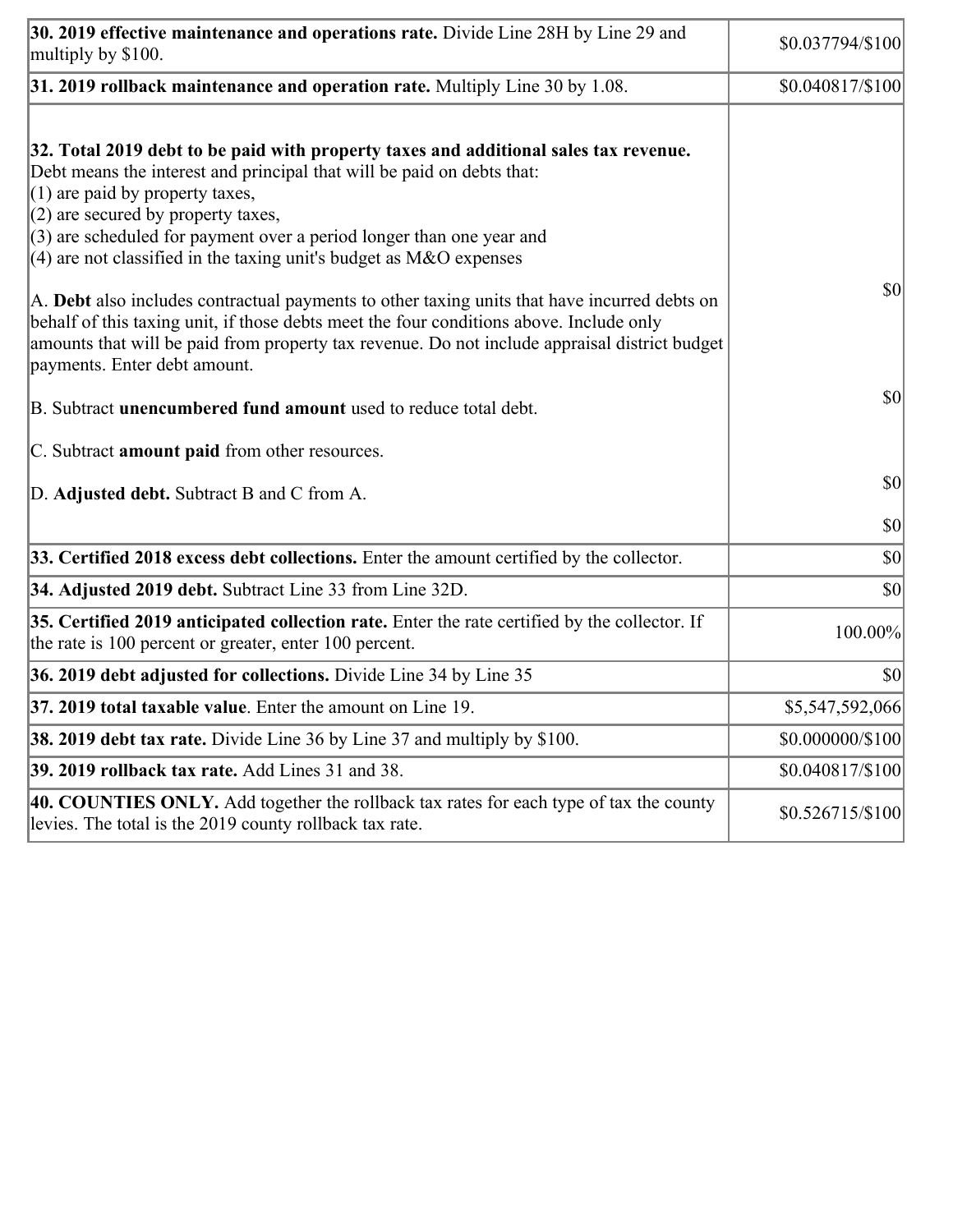| | |
|---|---|
| **30. 2019 effective maintenance and operations rate.** Divide Line 28H by Line 29 and multiply by $100. | $0.037794/$100 |
| **31. 2019 rollback maintenance and operation rate.** Multiply Line 30 by 1.08. | $0.040817/$100 |
| **32. Total 2019 debt to be paid with property taxes and additional sales tax revenue.** Debt means the interest and principal that will be paid on debts that:<br>(1) are paid by property taxes,<br>(2) are secured by property taxes,<br>(3) are scheduled for payment over a period longer than one year and<br>(4) are not classified in the taxing unit's budget as M&O expenses<br><br>A. **Debt** also includes contractual payments to other taxing units that have incurred debts on behalf of this taxing unit, if those debts meet the four conditions above. Include only amounts that will be paid from property tax revenue. Do not include appraisal district budget payments. Enter debt amount.<br><br>B. Subtract **unencumbered fund amount** used to reduce total debt.<br><br>C. Subtract **amount paid** from other resources.<br><br>D. **Adjusted debt.** Subtract B and C from A. | $0<br><br>$0<br><br>$0<br><br>$0 |
| **33. Certified 2018 excess debt collections.** Enter the amount certified by the collector. | $0 |
| **34. Adjusted 2019 debt.** Subtract Line 33 from Line 32D. | $0 |
| **35. Certified 2019 anticipated collection rate.** Enter the rate certified by the collector. If the rate is 100 percent or greater, enter 100 percent. | 100.00% |
| **36. 2019 debt adjusted for collections.** Divide Line 34 by Line 35 | $0 |
| **37. 2019 total taxable value**. Enter the amount on Line 19. | $5,547,592,066 |
| **38. 2019 debt tax rate.** Divide Line 36 by Line 37 and multiply by $100. | $0.000000/$100 |
| **39. 2019 rollback tax rate.** Add Lines 31 and 38. | $0.040817/$100 |
| **40. COUNTIES ONLY.** Add together the rollback tax rates for each type of tax the county levies. The total is the 2019 county rollback tax rate. | $0.526715/$100 |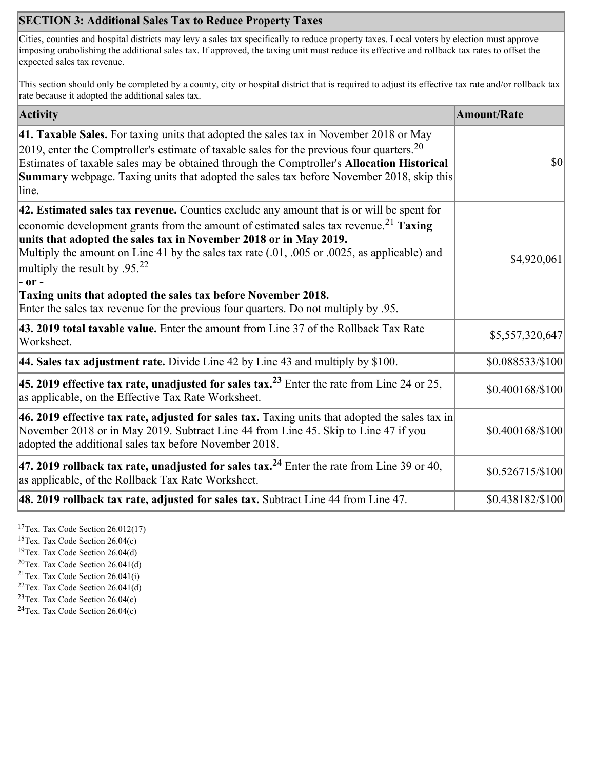## SECTION 3: Additional Sales Tax to Reduce Property Taxes

Cities, counties and hospital districts may levy a sales tax specifically to reduce property taxes. Local voters by election must approve imposing orabolishing the additional sales tax. If approved, the taxing unit must reduce its effective and rollback tax rates to offset the expected sales tax revenue.

This section should only be completed by a county, city or hospital district that is required to adjust its effective tax rate and/or rollback tax rate because it adopted the additional sales tax.

| Activity | Amount/Rate |
|---|---|
| **41. Taxable Sales.** For taxing units that adopted the sales tax in November 2018 or May 2019, enter the Comptroller's estimate of taxable sales for the previous four quarters.[20] Estimates of taxable sales may be obtained through the Comptroller's **Allocation Historical Summary** webpage. Taxing units that adopted the sales tax before November 2018, skip this line. | $0 |
| **42. Estimated sales tax revenue.** Counties exclude any amount that is or will be spent for economic development grants from the amount of estimated sales tax revenue.[21] **Taxing units that adopted the sales tax in November 2018 or in May 2019.** Multiply the amount on Line 41 by the sales tax rate (.01, .005 or .0025, as applicable) and multiply the result by .95.[22] **- or -** **Taxing units that adopted the sales tax before November 2018.** Enter the sales tax revenue for the previous four quarters. Do not multiply by .95. | $4,920,061 |
| **43. 2019 total taxable value.** Enter the amount from Line 37 of the Rollback Tax Rate Worksheet. | $5,557,320,647 |
| **44. Sales tax adjustment rate.** Divide Line 42 by Line 43 and multiply by $100. | $0.088533/$100 |
| **45. 2019 effective tax rate, unadjusted for sales tax.**[23] Enter the rate from Line 24 or 25, as applicable, on the Effective Tax Rate Worksheet. | $0.400168/$100 |
| **46. 2019 effective tax rate, adjusted for sales tax.** Taxing units that adopted the sales tax in November 2018 or in May 2019. Subtract Line 44 from Line 45. Skip to Line 47 if you adopted the additional sales tax before November 2018. | $0.400168/$100 |
| **47. 2019 rollback tax rate, unadjusted for sales tax.**[24] Enter the rate from Line 39 or 40, as applicable, of the Rollback Tax Rate Worksheet. | $0.526715/$100 |
| **48. 2019 rollback tax rate, adjusted for sales tax.** Subtract Line 44 from Line 47. | $0.438182/$100 |

[17] Tex. Tax Code Section 26.012(17)
[18] Tex. Tax Code Section 26.04(c)
[19] Tex. Tax Code Section 26.04(d)
[20] Tex. Tax Code Section 26.041(d)
[21] Tex. Tax Code Section 26.041(i)
[22] Tex. Tax Code Section 26.041(d)
[23] Tex. Tax Code Section 26.04(c)
[24] Tex. Tax Code Section 26.04(c)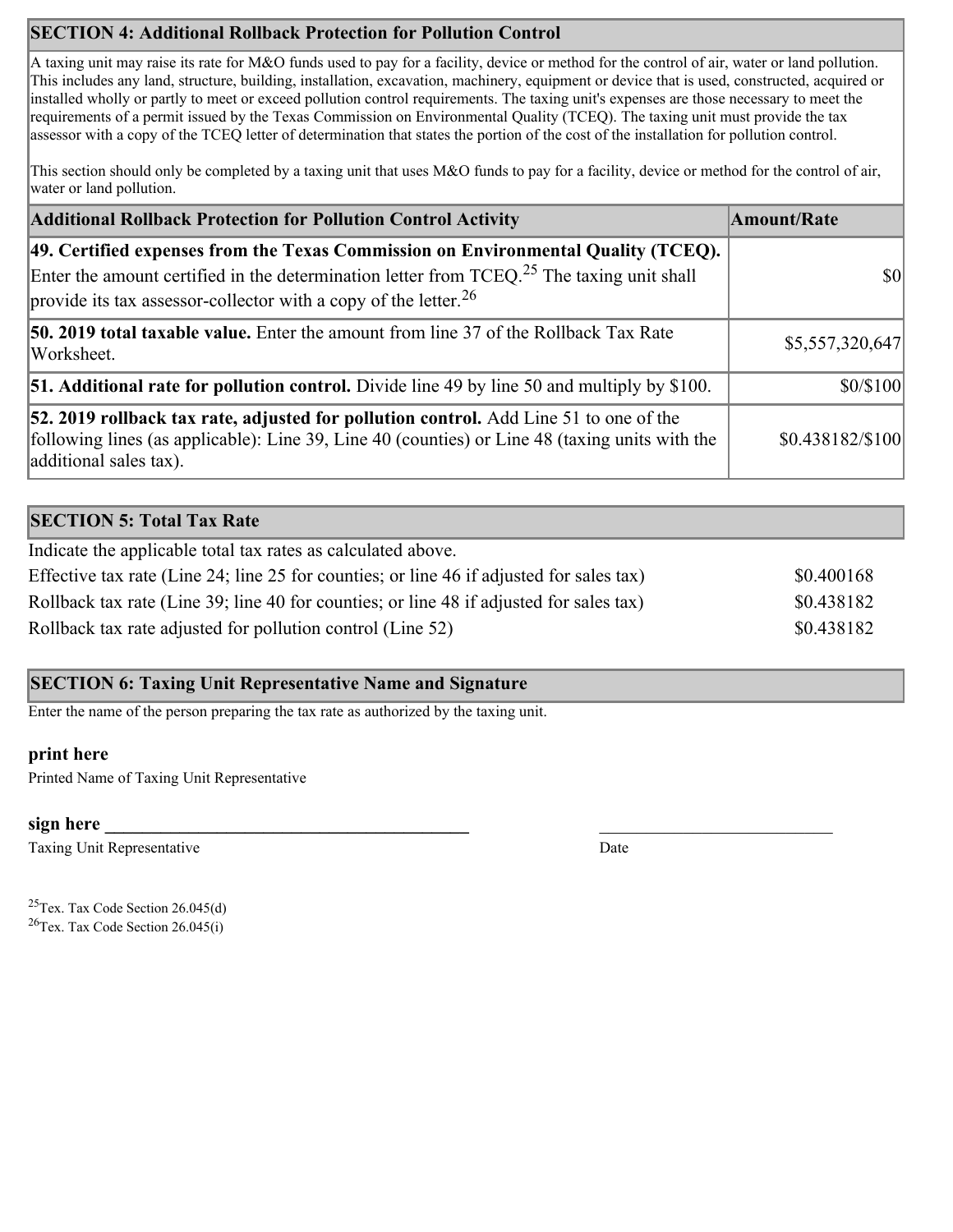## SECTION 4: Additional Rollback Protection for Pollution Control

A taxing unit may raise its rate for M&O funds used to pay for a facility, device or method for the control of air, water or land pollution. This includes any land, structure, building, installation, excavation, machinery, equipment or device that is used, constructed, acquired or installed wholly or partly to meet or exceed pollution control requirements. The taxing unit's expenses are those necessary to meet the requirements of a permit issued by the Texas Commission on Environmental Quality (TCEQ). The taxing unit must provide the tax assessor with a copy of the TCEQ letter of determination that states the portion of the cost of the installation for pollution control.

This section should only be completed by a taxing unit that uses M&O funds to pay for a facility, device or method for the control of air, water or land pollution.

| Additional Rollback Protection for Pollution Control Activity | Amount/Rate |
|---|---|
| **49. Certified expenses from the Texas Commission on Environmental Quality (TCEQ).** Enter the amount certified in the determination letter from TCEQ.[25] The taxing unit shall provide its tax assessor-collector with a copy of the letter.[26] | $0 |
| **50. 2019 total taxable value.** Enter the amount from line 37 of the Rollback Tax Rate Worksheet. | $5,557,320,647 |
| **51. Additional rate for pollution control.** Divide line 49 by line 50 and multiply by $100. | $0/$100 |
| **52. 2019 rollback tax rate, adjusted for pollution control.** Add Line 51 to one of the following lines (as applicable): Line 39, Line 40 (counties) or Line 48 (taxing units with the additional sales tax). | $0.438182/$100 |

## SECTION 5: Total Tax Rate

Indicate the applicable total tax rates as calculated above.

| | |
|---|---|
| Effective tax rate (Line 24; line 25 for counties; or line 46 if adjusted for sales tax) | $0.400168 |
| Rollback tax rate (Line 39; line 40 for counties; or line 48 if adjusted for sales tax) | $0.438182 |
| Rollback tax rate adjusted for pollution control (Line 52) | $0.438182 |

## SECTION 6: Taxing Unit Representative Name and Signature

Enter the name of the person preparing the tax rate as authorized by the taxing unit.

**print here**

Printed Name of Taxing Unit Representative

**sign here** ________________________________________ ____________________________

Taxing Unit Representative Date

[25] Tex. Tax Code Section 26.045(d)
[26] Tex. Tax Code Section 26.045(i)